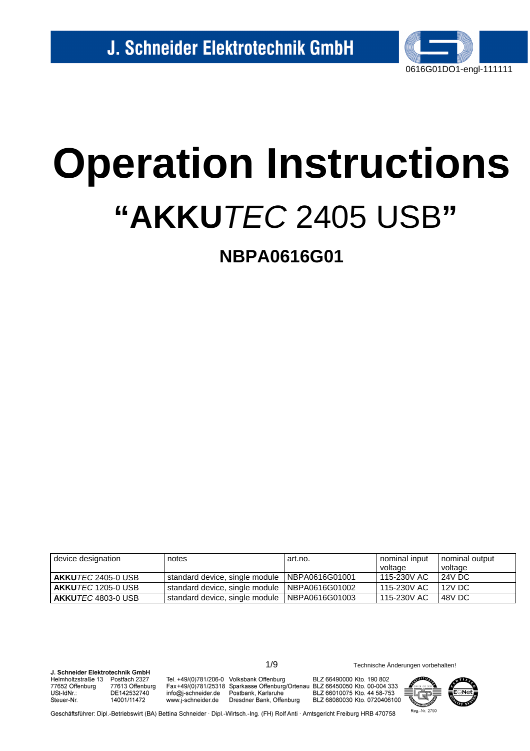# Operation Instructions

## "**AKKU***TEC* 2405 USB"

### NBPA0616G01

| device designation | notes | art.no. | nominal input voltage | nominal output voltage |
|---|---|---|---|---|
| **AKKU***TEC* 2405-0 USB | standard device, single module | NBPA0616G01001 | 115-230V AC | 24V DC |
| **AKKU***TEC* 1205-0 USB | standard device, single module | NBPA0616G01002 | 115-230V AC | 12V DC |
| **AKKU***TEC* 4803-0 USB | standard device, single module | NBPA0616G01003 | 115-230V AC | 48V DC |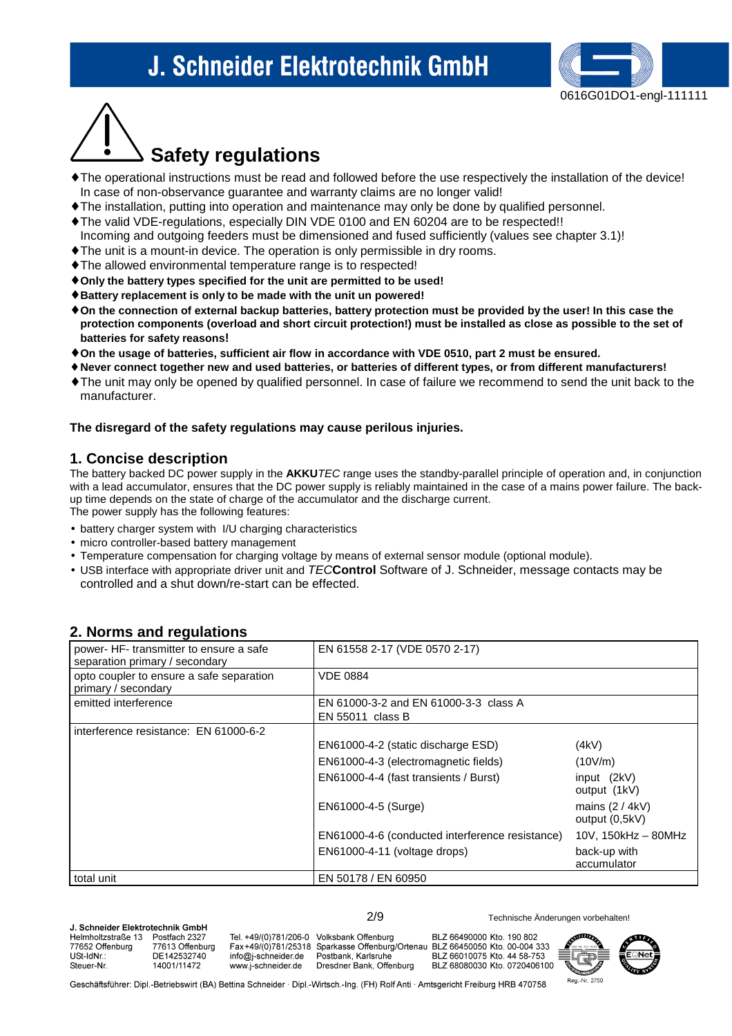# Safety regulations

- ♦The operational instructions must be read and followed before the use respectively the installation of the device! In case of non-observance guarantee and warranty claims are no longer valid!
- ♦The installation, putting into operation and maintenance may only be done by qualified personnel.
- ♦The valid VDE-regulations, especially DIN VDE 0100 and EN 60204 are to be respected!! Incoming and outgoing feeders must be dimensioned and fused sufficiently (values see chapter 3.1)!
- ♦The unit is a mount-in device. The operation is only permissible in dry rooms.
- ♦The allowed environmental temperature range is to respected!
- ♦**Only the battery types specified for the unit are permitted to be used!**
- ♦**Battery replacement is only to be made with the unit un powered!**
- ♦**On the connection of external backup batteries, battery protection must be provided by the user! In this case the protection components (overload and short circuit protection!) must be installed as close as possible to the set of batteries for safety reasons!**
- ♦**On the usage of batteries, sufficient air flow in accordance with VDE 0510, part 2 must be ensured.**
- ♦**Never connect together new and used batteries, or batteries of different types, or from different manufacturers!**
- ♦The unit may only be opened by qualified personnel. In case of failure we recommend to send the unit back to the manufacturer.

**The disregard of the safety regulations may cause perilous injuries.**

## 1. Concise description

The battery backed DC power supply in the **AKKU***TEC* range uses the standby-parallel principle of operation and, in conjunction with a lead accumulator, ensures that the DC power supply is reliably maintained in the case of a mains power failure. The back-up time depends on the state of charge of the accumulator and the discharge current.
The power supply has the following features:

- battery charger system with I/U charging characteristics
- micro controller-based battery management
- Temperature compensation for charging voltage by means of external sensor module (optional module).
- USB interface with appropriate driver unit and *TEC***Control** Software of J. Schneider, message contacts may be controlled and a shut down/re-start can be effected.

## 2. Norms and regulations

| | | |
|---|---|---|
| power- HF- transmitter to ensure a safe separation primary / secondary | EN 61558 2-17 (VDE 0570 2-17) | |
| opto coupler to ensure a safe separation primary / secondary | VDE 0884 | |
| emitted interference | EN 61000-3-2 and EN 61000-3-3 class A<br>EN 55011 class B | |
| interference resistance: EN 61000-6-2 | | |
| | EN61000-4-2 (static discharge ESD) | (4kV) |
| | EN61000-4-3 (electromagnetic fields) | (10V/m) |
| | EN61000-4-4 (fast transients / Burst) | input (2kV)<br>output (1kV) |
| | EN61000-4-5 (Surge) | mains (2 / 4kV)<br>output (0,5kV) |
| | EN61000-4-6 (conducted interference resistance) | 10V, 150kHz – 80MHz |
| | EN61000-4-11 (voltage drops) | back-up with accumulator |
| total unit | EN 50178 / EN 60950 | |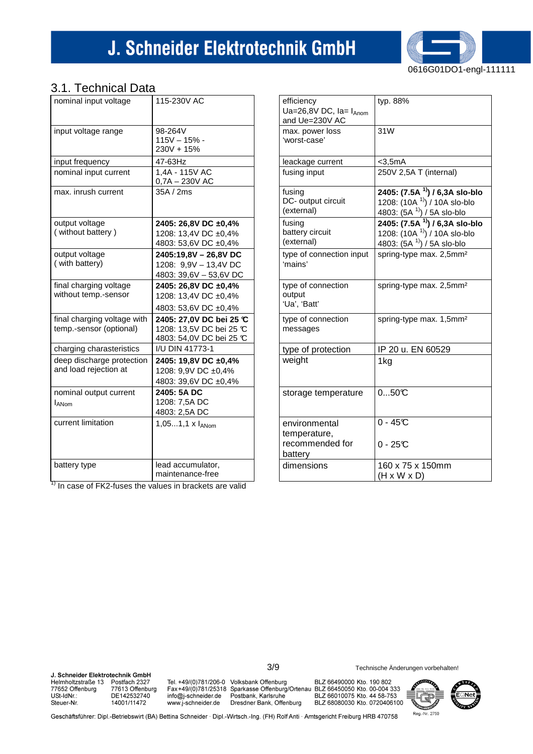## 3.1. Technical Data

| | |
|---|---|
| nominal input voltage | 115-230V AC |
| input voltage range | 98-264V<br>115V – 15% -<br>230V + 15% |
| input frequency | 47-63Hz |
| nominal input current | 1,4A - 115V AC<br>0,7A – 230V AC |
| max. inrush current | 35A / 2ms |
| output voltage<br>( without battery ) | **2405: 26,8V DC ±0,4%**<br>1208: 13,4V DC ±0,4%<br>4803: 53,6V DC ±0,4% |
| output voltage<br>( with battery) | **2405:19,8V – 26,8V DC**<br>1208: 9,9V – 13,4V DC<br>4803: 39,6V – 53,6V DC |
| final charging voltage without temp.-sensor | **2405: 26,8V DC ±0,4%**<br>1208: 13,4V DC ±0,4%<br>4803: 53,6V DC ±0,4% |
| final charging voltage with temp.-sensor (optional) | **2405: 27,0V DC bei 25 °C**<br>1208: 13,5V DC bei 25 °C<br>4803: 54,0V DC bei 25 °C |
| charging charasteristics | I/U DIN 41773-1 |
| deep discharge protection and load rejection at | **2405: 19,8V DC ±0,4%**<br>1208: 9,9V DC ±0,4%<br>4803: 39,6V DC ±0,4% |
| nominal output current $I_{ANom}$ | **2405: 5A DC**<br>1208: 7,5A DC<br>4803: 2,5A DC |
| current limitation | 1,05...1,1 x $I_{ANom}$ |
| battery type | lead accumulator, maintenance-free |

[1] In case of FK2-fuses the values in brackets are valid

| | |
|---|---|
| efficiency<br>Ua=26,8V DC, Ia= $I_{Anom}$ and Ue=230V AC | typ. 88% |
| max. power loss 'worst-case' | 31W |
| leackage current | <3,5mA |
| fusing input | 250V 2,5A T (internal) |
| fusing<br>DC- output circuit (external) | **2405: (7.5A [1]) / 6,3A slo-blo**<br>1208: (10A [1]) / 10A slo-blo<br>4803: (5A [1]) / 5A slo-blo |
| fusing<br>battery circuit (external) | **2405: (7.5A [1]) / 6,3A slo-blo**<br>1208: (10A [1]) / 10A slo-blo<br>4803: (5A [1]) / 5A slo-blo |
| type of connection input 'mains' | spring-type max. 2,5mm² |
| type of connection output 'Ua', 'Batt' | spring-type max. 2,5mm² |
| type of connection messages | spring-type max. 1,5mm² |
| type of protection | IP 20 u. EN 60529 |
| weight | 1kg |
| storage temperature | 0...50°C |
| environmental temperature,<br>recommended for battery | 0 - 45°C<br><br>0 - 25°C |
| dimensions | 160 x 75 x 150mm<br>(H x W x D) |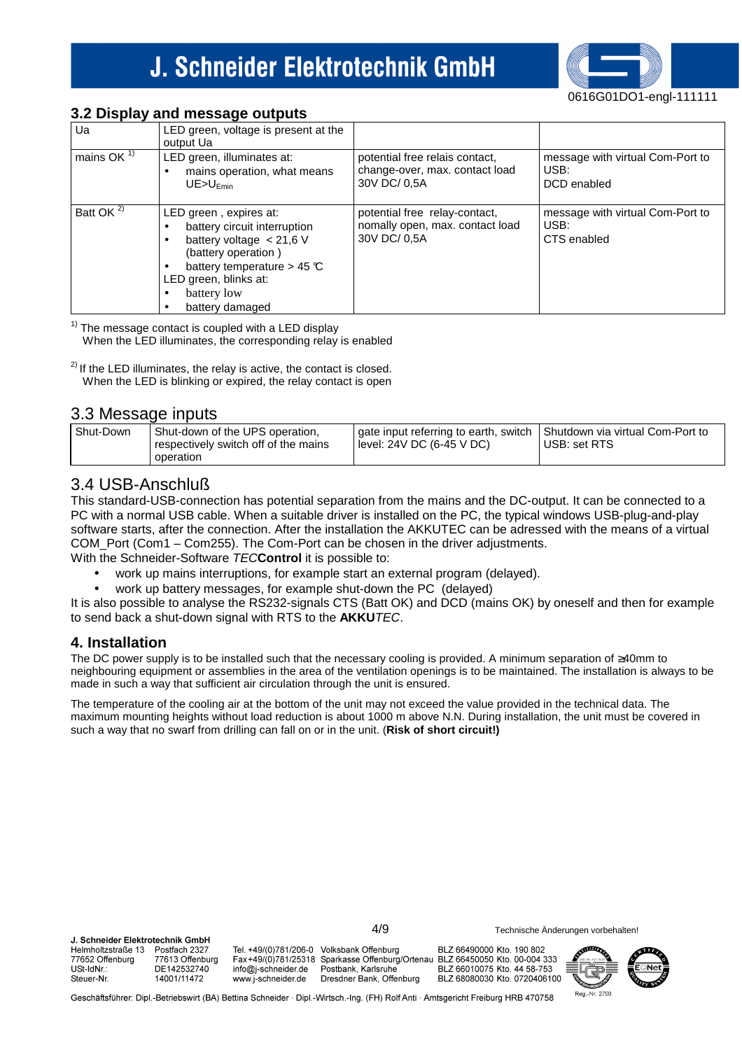## 3.2 Display and message outputs

| Ua | LED green, voltage is present at the output Ua | | |
|---|---|---|---|
| mains OK [1] | LED green, illuminates at: <br>• mains operation, what means $UE>U_{Emin}$ | potential free relais contact, change-over, max. contact load 30V DC/ 0,5A | message with virtual Com-Port to USB: <br>DCD enabled |
| Batt OK [2] | LED green , expires at: <br>• battery circuit interruption <br>• battery voltage < 21,6 V (battery operation ) <br>• battery temperature > 45 °C <br>LED green, blinks at: <br>• battery low <br>• battery damaged | potential free relay-contact, nomally open, max. contact load 30V DC/ 0,5A | message with virtual Com-Port to USB: <br>CTS enabled |

[1] The message contact is coupled with a LED display
When the LED illuminates, the corresponding relay is enabled

[2] If the LED illuminates, the relay is active, the contact is closed.
When the LED is blinking or expired, the relay contact is open

## 3.3 Message inputs

| Shut-Down | Shut-down of the UPS operation, respectively switch off of the mains operation | gate input referring to earth, switch level: 24V DC (6-45 V DC) | Shutdown via virtual Com-Port to USB: set RTS |
|---|---|---|---|

## 3.4 USB-Anschluß

This standard-USB-connection has potential separation from the mains and the DC-output. It can be connected to a PC with a normal USB cable. When a suitable driver is installed on the PC, the typical windows USB-plug-and-play software starts, after the connection. After the installation the AKKUTEC can be adressed with the means of a virtual COM_Port (Com1 – Com255). The Com-Port can be chosen in the driver adjustments.
With the Schneider-Software *TEC***Control** it is possible to:

- work up mains interruptions, for example start an external program (delayed).
- work up battery messages, for example shut-down the PC (delayed)

It is also possible to analyse the RS232-signals CTS (Batt OK) and DCD (mains OK) by oneself and then for example to send back a shut-down signal with RTS to the **AKKU***TEC*.

## 4. Installation

The DC power supply is to be installed such that the necessary cooling is provided. A minimum separation of ≥40mm to neighbouring equipment or assemblies in the area of the ventilation openings is to be maintained. The installation is always to be made in such a way that sufficient air circulation through the unit is ensured.

The temperature of the cooling air at the bottom of the unit may not exceed the value provided in the technical data. The maximum mounting heights without load reduction is about 1000 m above N.N. During installation, the unit must be covered in such a way that no swarf from drilling can fall on or in the unit. (**Risk of short circuit!)**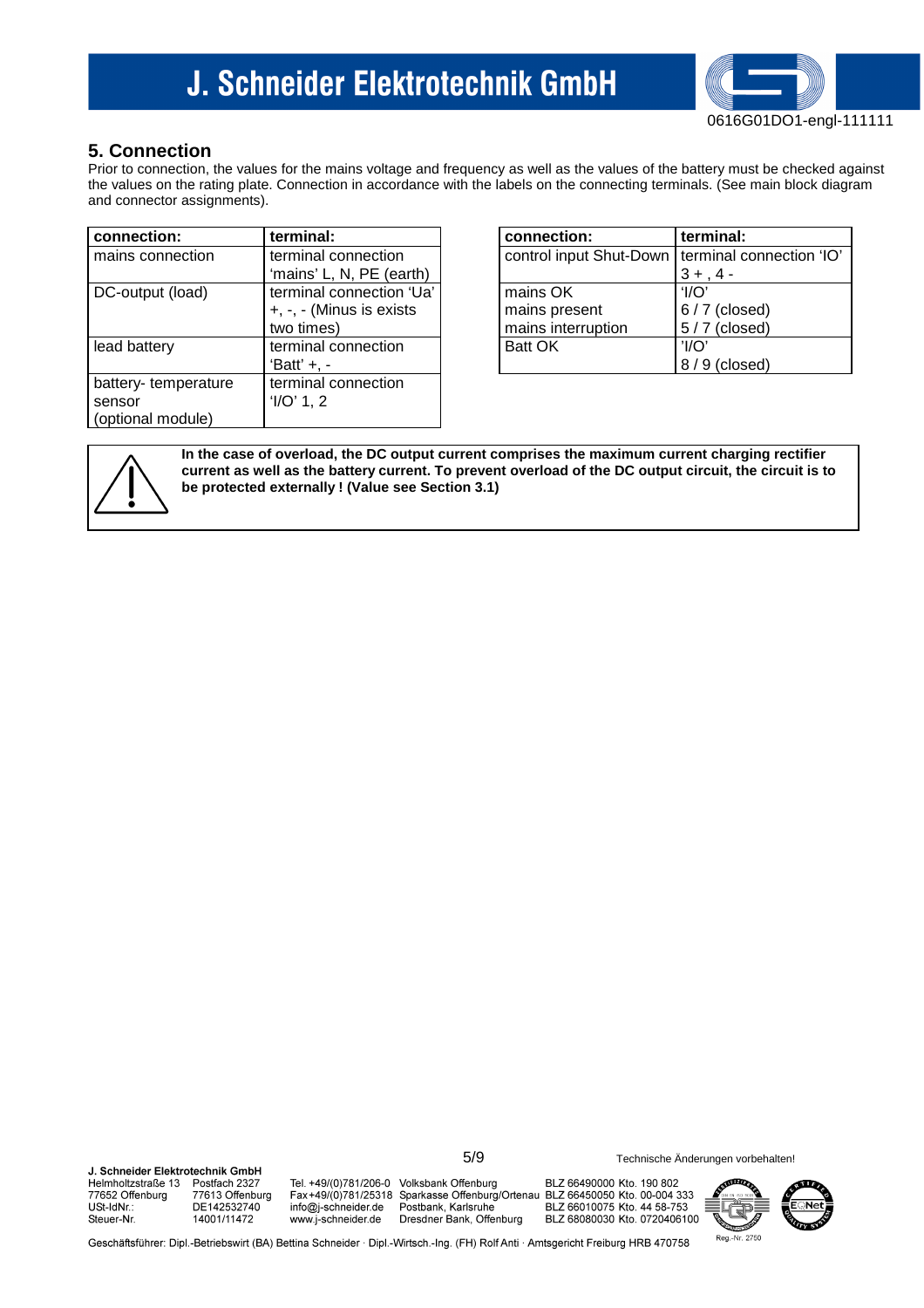## 5. Connection

Prior to connection, the values for the mains voltage and frequency as well as the values of the battery must be checked against the values on the rating plate. Connection in accordance with the labels on the connecting terminals. (See main block diagram and connector assignments).

| connection: | terminal: |
|---|---|
| mains connection | terminal connection 'mains' L, N, PE (earth) |
| DC-output (load) | terminal connection 'Ua' +, -, - (Minus is exists two times) |
| lead battery | terminal connection 'Batt' +, - |
| battery- temperature sensor (optional module) | terminal connection 'I/O' 1, 2 |

| connection: | terminal: |
|---|---|
| control input Shut-Down | terminal connection 'IO' 3 + , 4 - |
| mains OK<br>mains present<br>mains interruption | 'I/O'<br>6 / 7 (closed)<br>5 / 7 (closed) |
| Batt OK | 'I/O'<br>8 / 9 (closed) |

**In the case of overload, the DC output current comprises the maximum current charging rectifier current as well as the battery current. To prevent overload of the DC output circuit, the circuit is to be protected externally ! (Value see Section 3.1)**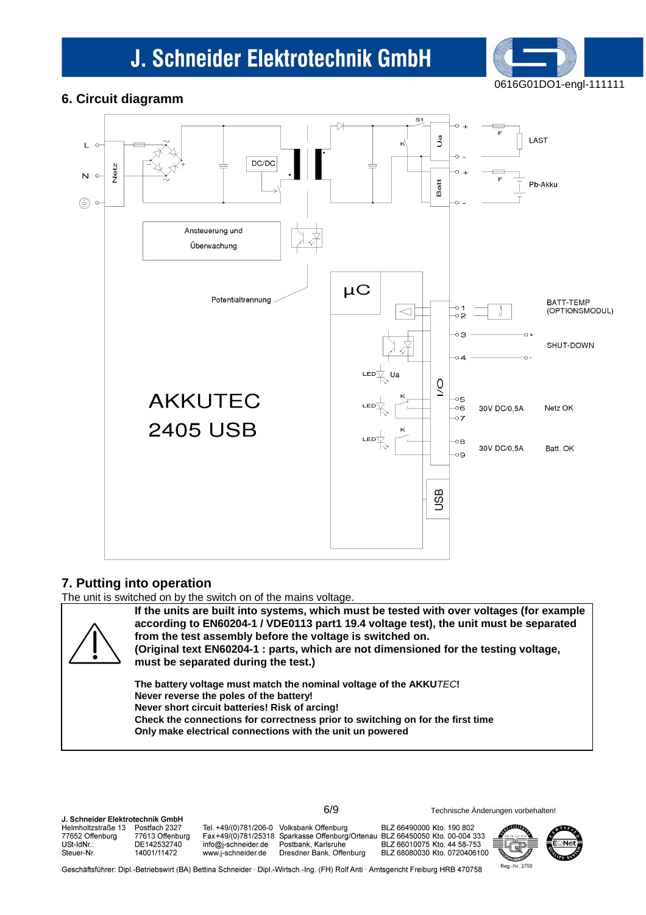## 6. Circuit diagramm

L
N
Netz
DC/DC
S1
K
Ua
Batt
LAST
Pb-Akku
F
Ansteuerung und Überwachung
Potentialtrennung
µC
BATT-TEMP (OPTIONSMODUL)
SHUT-DOWN
LED Ua
LED K
LED K
I/O
30V DC/0,5A Netz OK
30V DC/0,5A Batt. OK
USB
AKKUTEC 2405 USB

## 7. Putting into operation

The unit is switched on by the switch on of the mains voltage.

**If the units are built into systems, which must be tested with over voltages (for example according to EN60204-1 / VDE0113 part1 19.4 voltage test), the unit must be separated from the test assembly before the voltage is switched on.**
**(Original text EN60204-1 : parts, which are not dimensioned for the testing voltage, must be separated during the test.)**

**The battery voltage must match the nominal voltage of the AKKU*TEC*!**
**Never reverse the poles of the battery!**
**Never short circuit batteries! Risk of arcing!**
**Check the connections for correctness prior to switching on for the first time**
**Only make electrical connections with the unit un powered**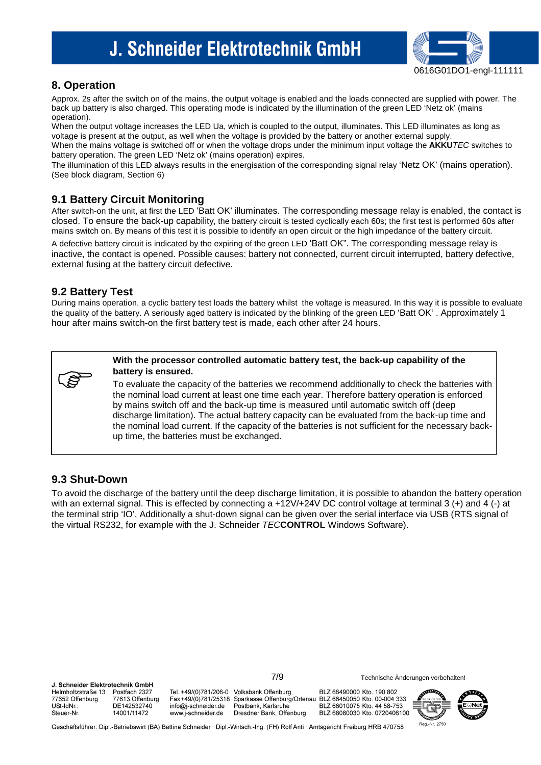## 8. Operation

Approx. 2s after the switch on of the mains, the output voltage is enabled and the loads connected are supplied with power. The back up battery is also charged. This operating mode is indicated by the illumination of the green LED 'Netz ok' (mains operation).
When the output voltage increases the LED Ua, which is coupled to the output, illuminates. This LED illuminates as long as voltage is present at the output, as well when the voltage is provided by the battery or another external supply.
When the mains voltage is switched off or when the voltage drops under the minimum input voltage the **AKKU***TEC* switches to battery operation. The green LED 'Netz ok' (mains operation) expires.
The illumination of this LED always results in the energisation of the corresponding signal relay 'Netz OK' (mains operation). (See block diagram, Section 6)

## 9.1 Battery Circuit Monitoring

After switch-on the unit, at first the LED 'Batt OK' illuminates. The corresponding message relay is enabled, the contact is closed. To ensure the back-up capability, the battery circuit is tested cyclically each 60s; the first test is performed 60s after mains switch on. By means of this test it is possible to identify an open circuit or the high impedance of the battery circuit.

A defective battery circuit is indicated by the expiring of the green LED 'Batt OK". The corresponding message relay is inactive, the contact is opened. Possible causes: battery not connected, current circuit interrupted, battery defective, external fusing at the battery circuit defective.

## 9.2 Battery Test

During mains operation, a cyclic battery test loads the battery whilst the voltage is measured. In this way it is possible to evaluate the quality of the battery. A seriously aged battery is indicated by the blinking of the green LED 'Batt OK' . Approximately 1 hour after mains switch-on the first battery test is made, each other after 24 hours.

**With the processor controlled automatic battery test, the back-up capability of the battery is ensured.**

To evaluate the capacity of the batteries we recommend additionally to check the batteries with the nominal load current at least one time each year. Therefore battery operation is enforced by mains switch off and the back-up time is measured until automatic switch off (deep discharge limitation). The actual battery capacity can be evaluated from the back-up time and the nominal load current. If the capacity of the batteries is not sufficient for the necessary back-up time, the batteries must be exchanged.

## 9.3 Shut-Down

To avoid the discharge of the battery until the deep discharge limitation, it is possible to abandon the battery operation with an external signal. This is effected by connecting a +12V/+24V DC control voltage at terminal 3 (+) and 4 (-) at the terminal strip 'IO'. Additionally a shut-down signal can be given over the serial interface via USB (RTS signal of the virtual RS232, for example with the J. Schneider *TEC***CONTROL** Windows Software).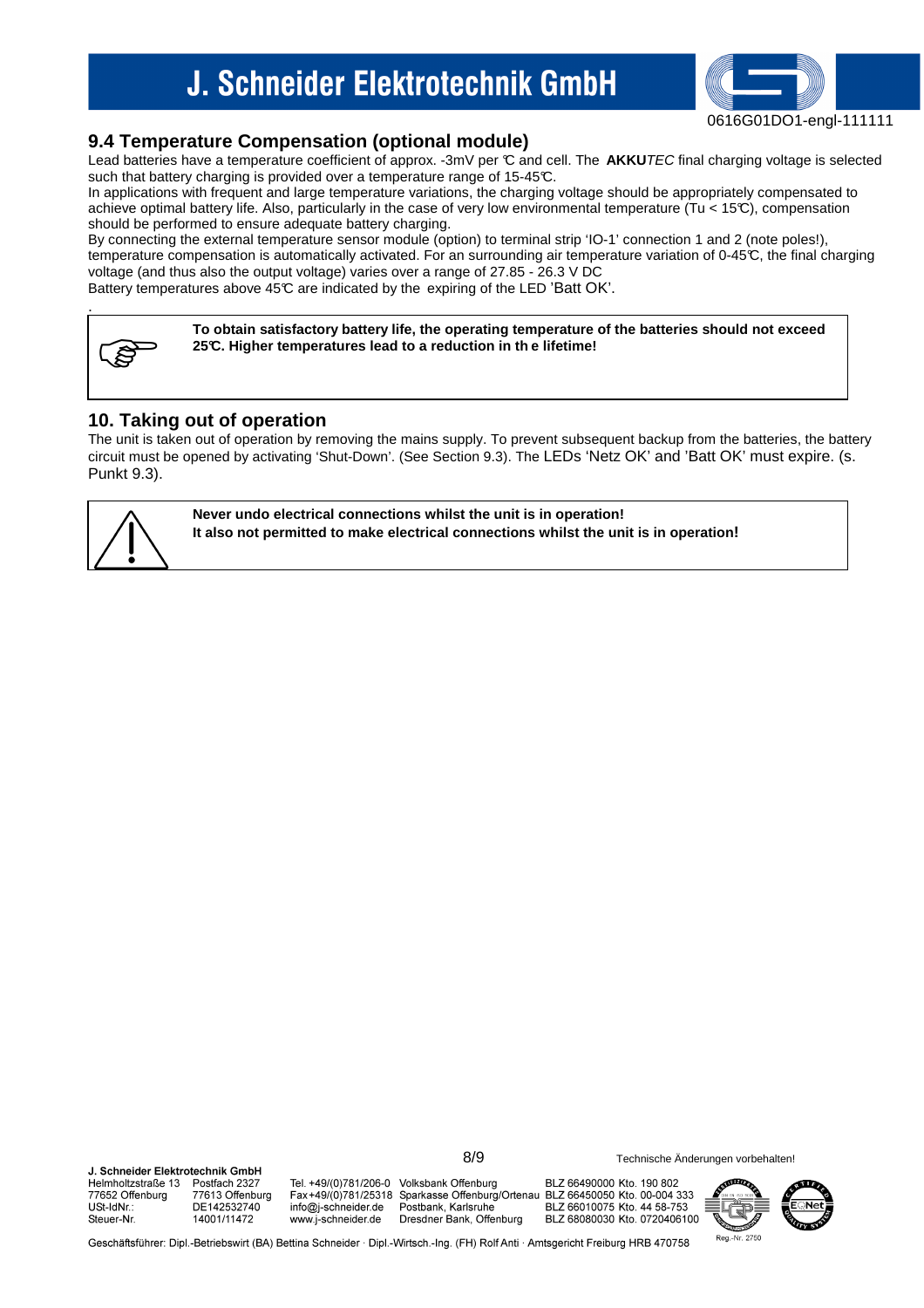## 9.4 Temperature Compensation (optional module)

Lead batteries have a temperature coefficient of approx. -3mV per ℃ and cell. The **AKKU***TEC* final charging voltage is selected such that battery charging is provided over a temperature range of 15-45℃.

In applications with frequent and large temperature variations, the charging voltage should be appropriately compensated to achieve optimal battery life. Also, particularly in the case of very low environmental temperature (Tu < 15℃), compensation should be performed to ensure adequate battery charging.

By connecting the external temperature sensor module (option) to terminal strip 'IO-1' connection 1 and 2 (note poles!), temperature compensation is automatically activated. For an surrounding air temperature variation of 0-45℃, the final charging voltage (and thus also the output voltage) varies over a range of 27.85 - 26.3 V DC

Battery temperatures above 45℃ are indicated by the expiring of the LED 'Batt OK'.

**To obtain satisfactory battery life, the operating temperature of the batteries should not exceed 25℃. Higher temperatures lead to a reduction in th e lifetime!**

## 10. Taking out of operation

The unit is taken out of operation by removing the mains supply. To prevent subsequent backup from the batteries, the battery circuit must be opened by activating 'Shut-Down'. (See Section 9.3). The LEDs 'Netz OK' and 'Batt OK' must expire. (s. Punkt 9.3).

**Never undo electrical connections whilst the unit is in operation!**
**It also not permitted to make electrical connections whilst the unit is in operation!**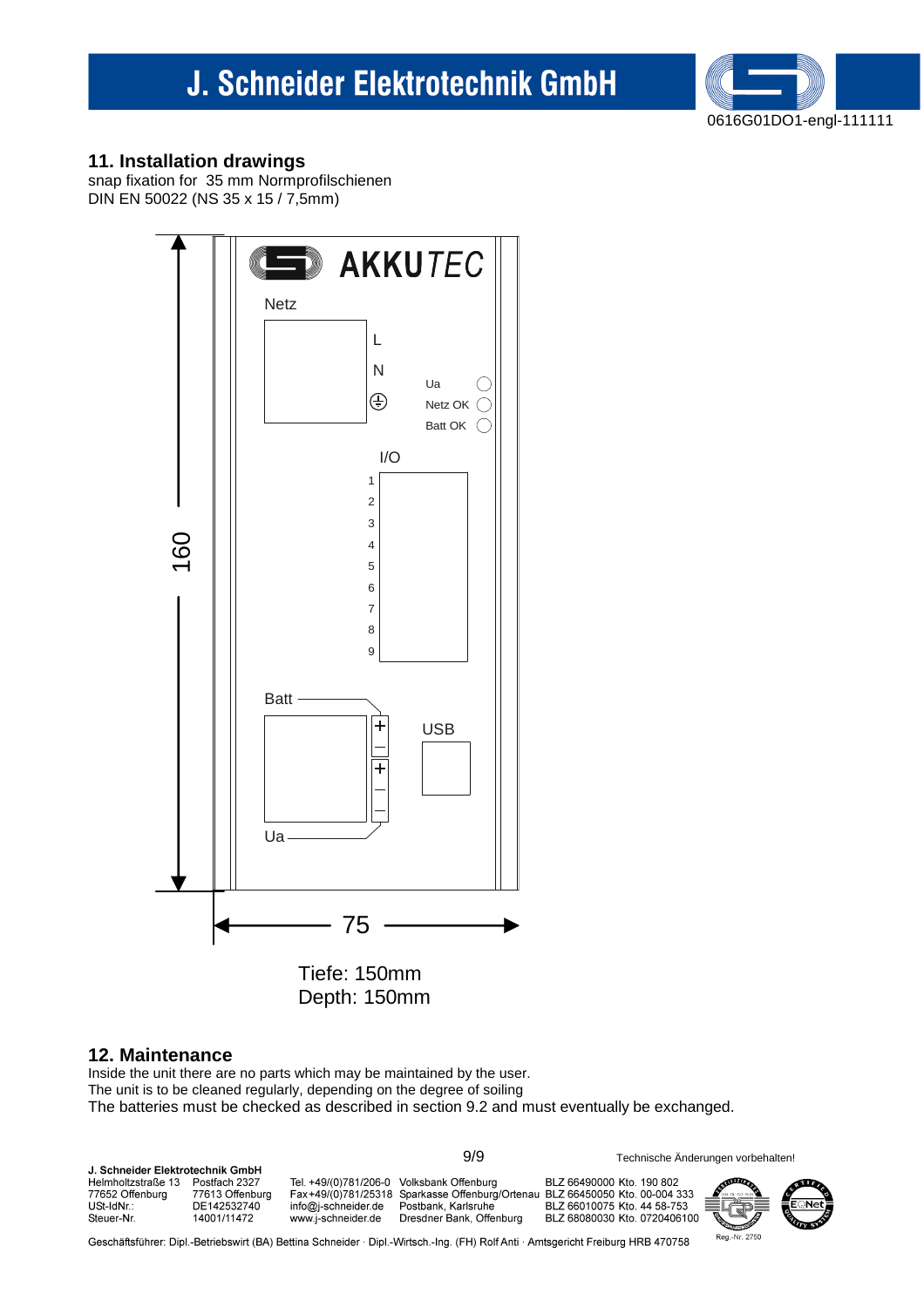## 11. Installation drawings

snap fixation for 35 mm Normprofilschienen
DIN EN 50022 (NS 35 x 15 / 7,5mm)

AKKUTEC

Netz

L

N

Ua

Netz OK

Batt OK

I/O

1
2
3
4
5
6
7
8
9

Batt

USB

Ua

160

75

Tiefe: 150mm
Depth: 150mm

## 12. Maintenance

Inside the unit there are no parts which may be maintained by the user.
The unit is to be cleaned regularly, depending on the degree of soiling
The batteries must be checked as described in section 9.2 and must eventually be exchanged.